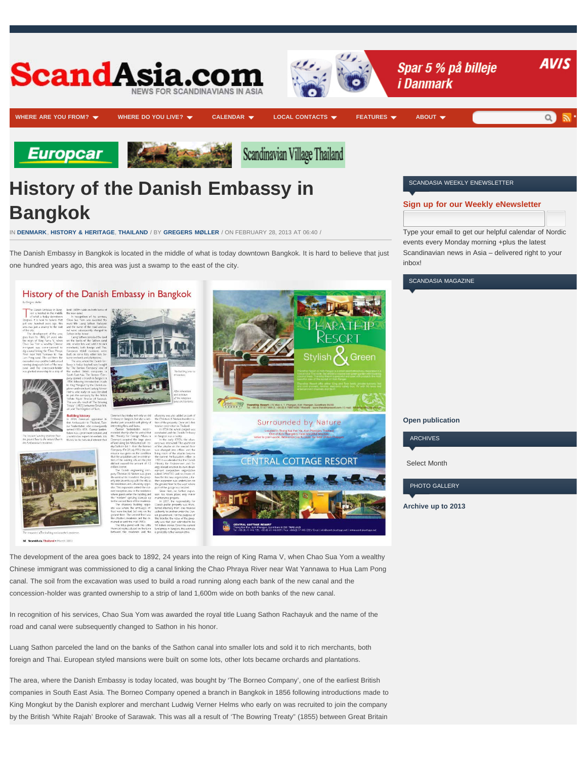# History of the Danish Embassy in Bangkok

IN **DENMARK**, **HISTORY & HERITAGE**, **THAILAND** / BY **GREGERS MØLLER** / ON FEBRUARY 28, 2013 AT 06:40 /

The Danish Embassy in Bangkok is located in the middle of what is today downtown Bangkok. It is hard to believe that just one hundred years ago, this area was just a swamp to the east of the city.

The development of the area goes back to 1892, 24 years into the reign of King Rama V, when Chao Sua Yom a wealthy Chinese immigrant was commissioned to dig a canal linking the Chao Phraya River near Wat Yannawa to Hua Lam Pong canal. The soil from the excavation was used to build a road running along each bank of the new canal and the concession-holder was granted ownership to a strip of land 1,600m wide on both banks of the new canal.

In recognition of his services, Chao Sua Yom was awarded the royal title Luang Sathon Rachayuk and the name of the road and canal were subsequently changed to Sathon in his honor.

Luang Sathon parceled the land on the banks of the Sathon canal into smaller lots and sold it to rich merchants, both foreign and Thai. European styled mansions were built on some lots, other lots became orchards and plantations.

The area, where the Danish Embassy is today located, was bought by 'The Borneo Company', one of the earliest British companies in South East Asia. The Borneo Company opened a branch in Bangkok in 1856 following introductions made to King Mongkut by the Danish explorer and merchant Ludwig Verner Helms who early on was recruited to join the company by the British 'White Rajah' Brooke of Sarawak. This was all a result of 'The Bowring Treaty' (1855) between Great Britain

SCANDASIA WEEKLY ENEWSLETTER

**Sign up for our Weekly eNewsletter**

Type your email to get our helpful calendar of Nordic events every Monday morning +plus the latest Scandinavian news in Asia – delivered right to your inbox!

SCANDASIA MAGAZINE

**Open publication**

ARCHIVES

Select Month

PHOTO GALLERY

**Archive up to 2013**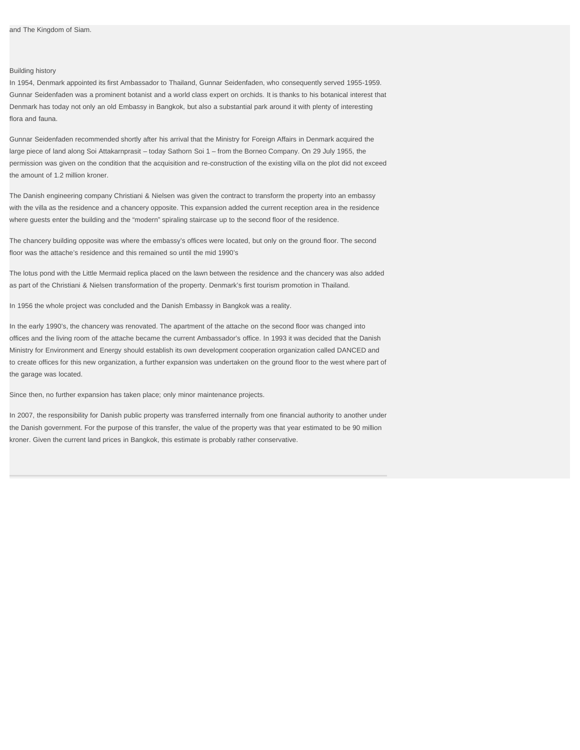and The Kingdom of Siam.

## Building history

In 1954, Denmark appointed its first Ambassador to Thailand, Gunnar Seidenfaden, who consequently served 1955-1959. Gunnar Seidenfaden was a prominent botanist and a world class expert on orchids. It is thanks to his botanical interest that Denmark has today not only an old Embassy in Bangkok, but also a substantial park around it with plenty of interesting flora and fauna.

Gunnar Seidenfaden recommended shortly after his arrival that the Ministry for Foreign Affairs in Denmark acquired the large piece of land along Soi Attakarnprasit – today Sathorn Soi 1 – from the Borneo Company. On 29 July 1955, the permission was given on the condition that the acquisition and re-construction of the existing villa on the plot did not exceed the amount of 1.2 million kroner.

The Danish engineering company Christiani & Nielsen was given the contract to transform the property into an embassy with the villa as the residence and a chancery opposite. This expansion added the current reception area in the residence where guests enter the building and the "modern" spiraling staircase up to the second floor of the residence.

The chancery building opposite was where the embassy's offices were located, but only on the ground floor. The second floor was the attache's residence and this remained so until the mid 1990's

The lotus pond with the Little Mermaid replica placed on the lawn between the residence and the chancery was also added as part of the Christiani & Nielsen transformation of the property. Denmark's first tourism promotion in Thailand.

In 1956 the whole project was concluded and the Danish Embassy in Bangkok was a reality.

In the early 1990's, the chancery was renovated. The apartment of the attache on the second floor was changed into offices and the living room of the attache became the current Ambassador's office. In 1993 it was decided that the Danish Ministry for Environment and Energy should establish its own development cooperation organization called DANCED and to create offices for this new organization, a further expansion was undertaken on the ground floor to the west where part of the garage was located.

Since then, no further expansion has taken place; only minor maintenance projects.

In 2007, the responsibility for Danish public property was transferred internally from one financial authority to another under the Danish government. For the purpose of this transfer, the value of the property was that year estimated to be 90 million kroner. Given the current land prices in Bangkok, this estimate is probably rather conservative.